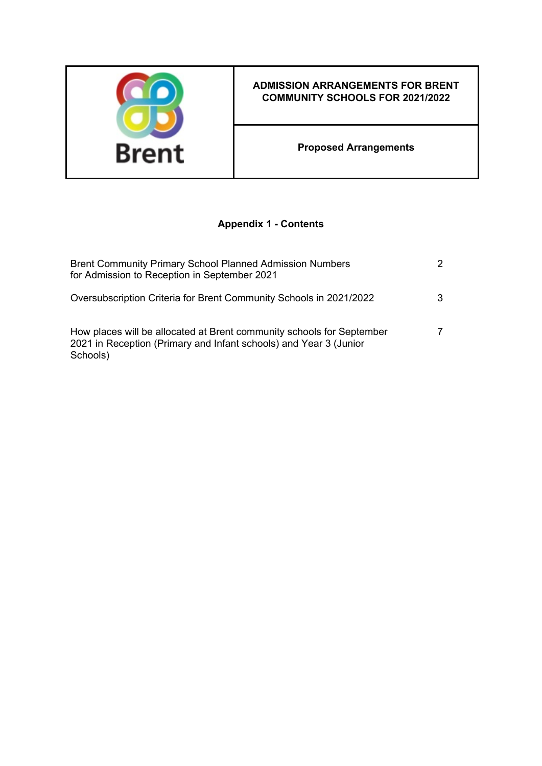| Brent | **ADMISSION ARRANGEMENTS FOR BRENT COMMUNITY SCHOOLS FOR 2021/2022** |
| --- | --- |
| | **Proposed Arrangements** |

## Appendix 1 - Contents

| | |
| --- | --- |
| Brent Community Primary School Planned Admission Numbers for Admission to Reception in September 2021 | 2 |
| Oversubscription Criteria for Brent Community Schools in 2021/2022 | 3 |
| How places will be allocated at Brent community schools for September 2021 in Reception (Primary and Infant schools) and Year 3 (Junior Schools) | 7 |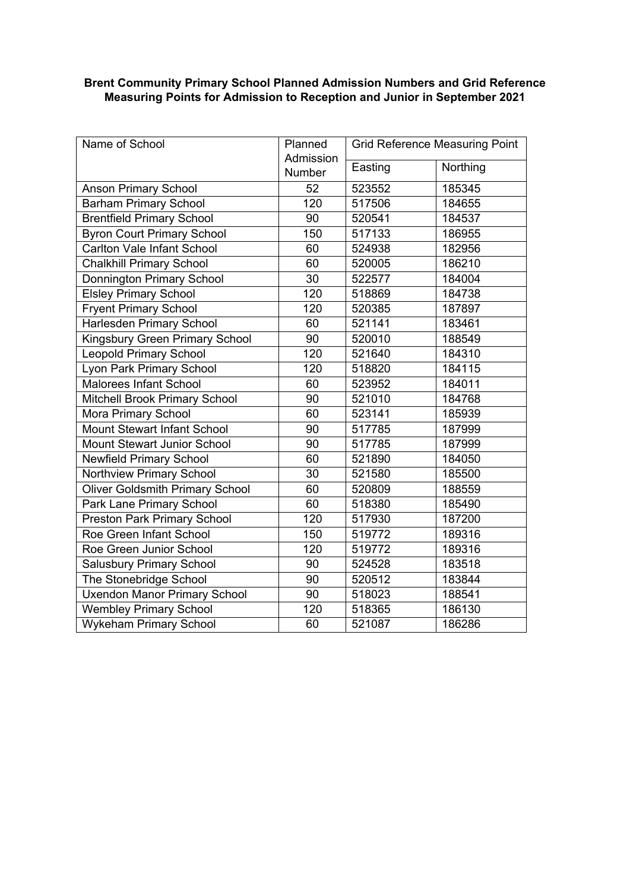**Brent Community Primary School Planned Admission Numbers and Grid Reference Measuring Points for Admission to Reception and Junior in September 2021**

| Name of School | Planned Admission Number | Grid Reference Measuring Point | |
|---|---|---|---|
| | | Easting | Northing |
| Anson Primary School | 52 | 523552 | 185345 |
| Barham Primary School | 120 | 517506 | 184655 |
| Brentfield Primary School | 90 | 520541 | 184537 |
| Byron Court Primary School | 150 | 517133 | 186955 |
| Carlton Vale Infant School | 60 | 524938 | 182956 |
| Chalkhill Primary School | 60 | 520005 | 186210 |
| Donnington Primary School | 30 | 522577 | 184004 |
| Elsley Primary School | 120 | 518869 | 184738 |
| Fryent Primary School | 120 | 520385 | 187897 |
| Harlesden Primary School | 60 | 521141 | 183461 |
| Kingsbury Green Primary School | 90 | 520010 | 188549 |
| Leopold Primary School | 120 | 521640 | 184310 |
| Lyon Park Primary School | 120 | 518820 | 184115 |
| Malorees Infant School | 60 | 523952 | 184011 |
| Mitchell Brook Primary School | 90 | 521010 | 184768 |
| Mora Primary School | 60 | 523141 | 185939 |
| Mount Stewart Infant School | 90 | 517785 | 187999 |
| Mount Stewart Junior School | 90 | 517785 | 187999 |
| Newfield Primary School | 60 | 521890 | 184050 |
| Northview Primary School | 30 | 521580 | 185500 |
| Oliver Goldsmith Primary School | 60 | 520809 | 188559 |
| Park Lane Primary School | 60 | 518380 | 185490 |
| Preston Park Primary School | 120 | 517930 | 187200 |
| Roe Green Infant School | 150 | 519772 | 189316 |
| Roe Green Junior School | 120 | 519772 | 189316 |
| Salusbury Primary School | 90 | 524528 | 183518 |
| The Stonebridge School | 90 | 520512 | 183844 |
| Uxendon Manor Primary School | 90 | 518023 | 188541 |
| Wembley Primary School | 120 | 518365 | 186130 |
| Wykeham Primary School | 60 | 521087 | 186286 |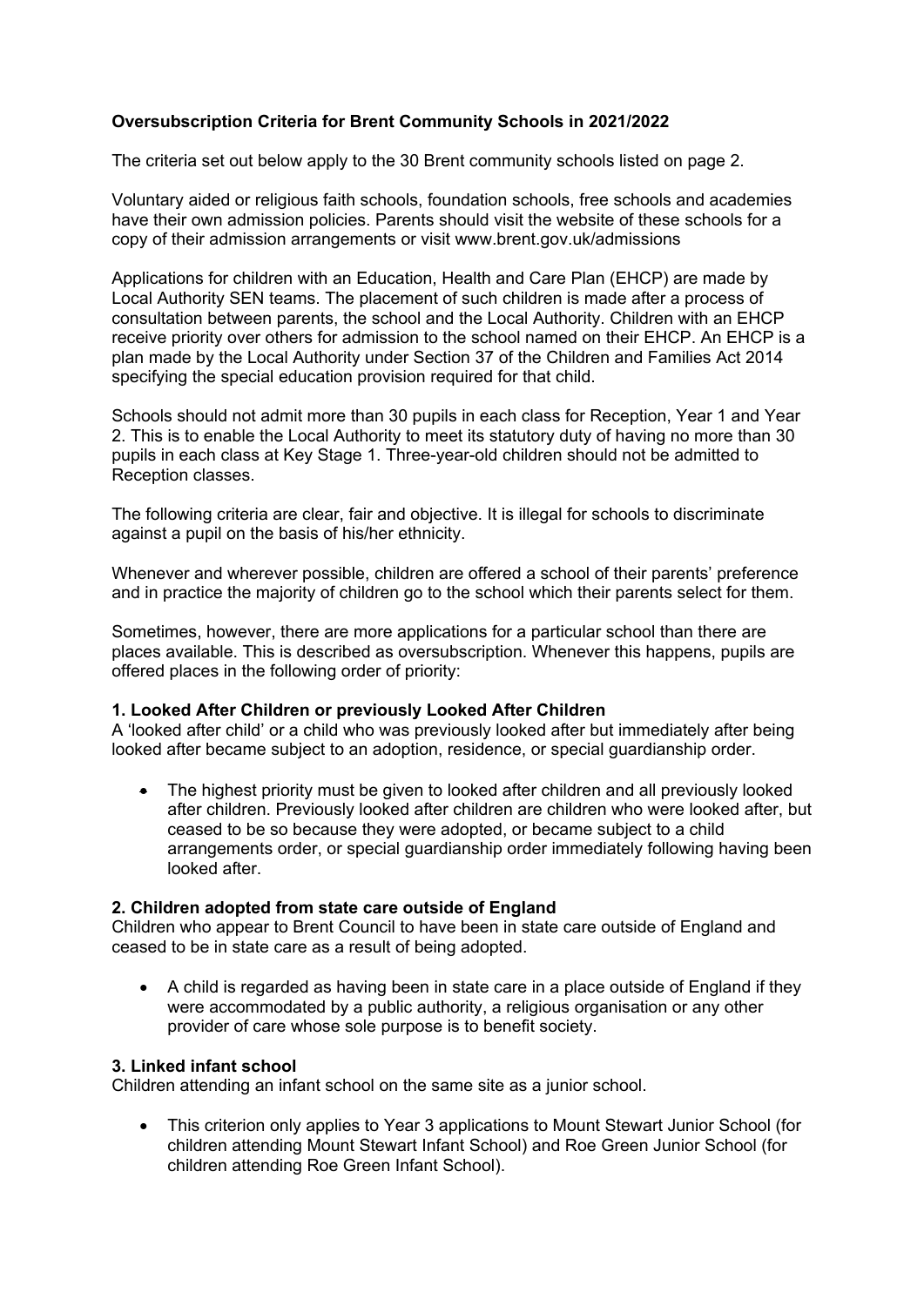**Oversubscription Criteria for Brent Community Schools in 2021/2022**

The criteria set out below apply to the 30 Brent community schools listed on page 2.

Voluntary aided or religious faith schools, foundation schools, free schools and academies have their own admission policies. Parents should visit the website of these schools for a copy of their admission arrangements or visit www.brent.gov.uk/admissions

Applications for children with an Education, Health and Care Plan (EHCP) are made by Local Authority SEN teams. The placement of such children is made after a process of consultation between parents, the school and the Local Authority. Children with an EHCP receive priority over others for admission to the school named on their EHCP. An EHCP is a plan made by the Local Authority under Section 37 of the Children and Families Act 2014 specifying the special education provision required for that child.

Schools should not admit more than 30 pupils in each class for Reception, Year 1 and Year 2. This is to enable the Local Authority to meet its statutory duty of having no more than 30 pupils in each class at Key Stage 1. Three-year-old children should not be admitted to Reception classes.

The following criteria are clear, fair and objective. It is illegal for schools to discriminate against a pupil on the basis of his/her ethnicity.

Whenever and wherever possible, children are offered a school of their parents' preference and in practice the majority of children go to the school which their parents select for them.

Sometimes, however, there are more applications for a particular school than there are places available. This is described as oversubscription. Whenever this happens, pupils are offered places in the following order of priority:

**1. Looked After Children or previously Looked After Children**

A 'looked after child' or a child who was previously looked after but immediately after being looked after became subject to an adoption, residence, or special guardianship order.

- The highest priority must be given to looked after children and all previously looked after children. Previously looked after children are children who were looked after, but ceased to be so because they were adopted, or became subject to a child arrangements order, or special guardianship order immediately following having been looked after.

**2. Children adopted from state care outside of England**

Children who appear to Brent Council to have been in state care outside of England and ceased to be in state care as a result of being adopted.

- A child is regarded as having been in state care in a place outside of England if they were accommodated by a public authority, a religious organisation or any other provider of care whose sole purpose is to benefit society.

**3. Linked infant school**

Children attending an infant school on the same site as a junior school.

- This criterion only applies to Year 3 applications to Mount Stewart Junior School (for children attending Mount Stewart Infant School) and Roe Green Junior School (for children attending Roe Green Infant School).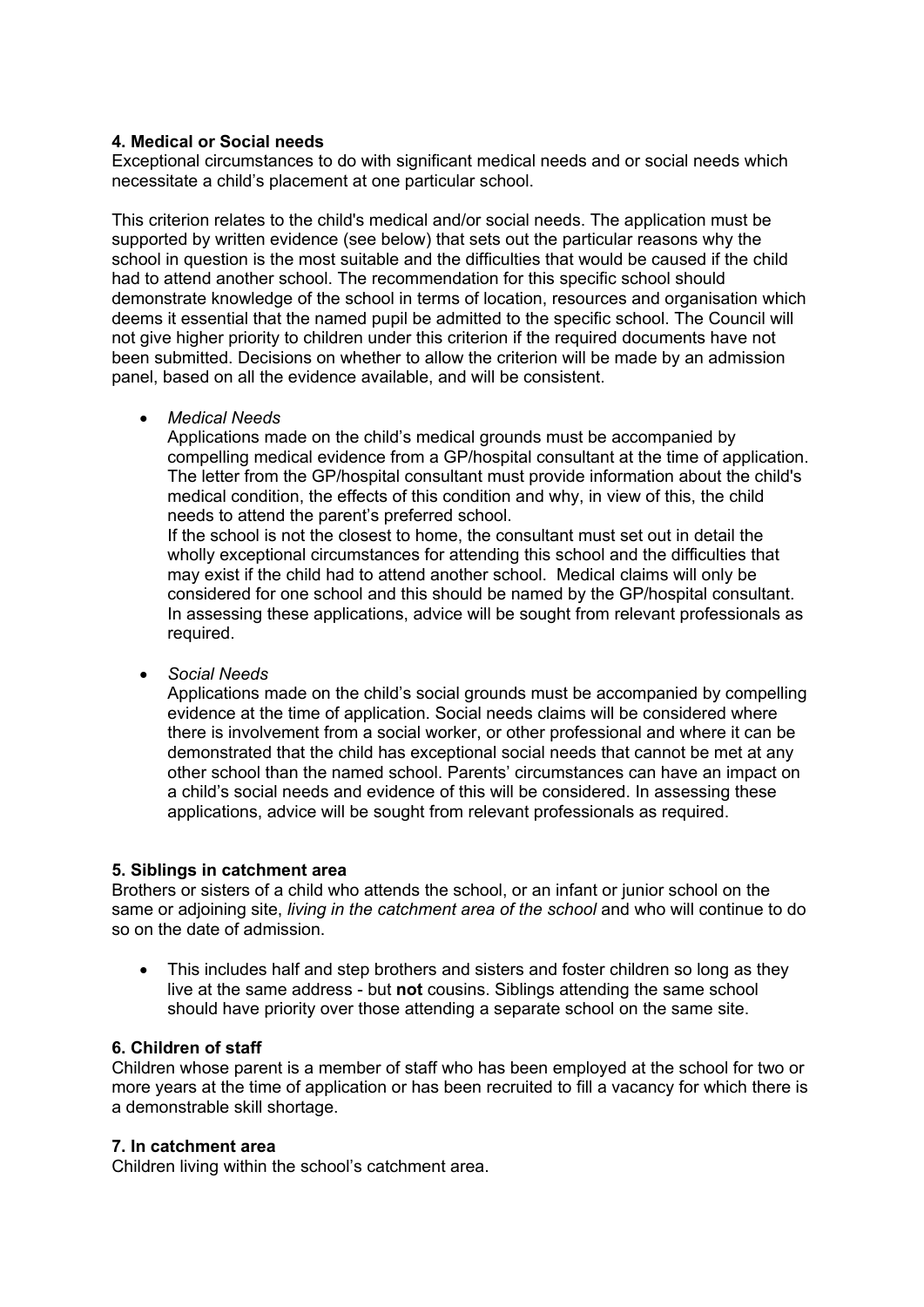### 4. Medical or Social needs

Exceptional circumstances to do with significant medical needs and or social needs which necessitate a child's placement at one particular school.

This criterion relates to the child's medical and/or social needs. The application must be supported by written evidence (see below) that sets out the particular reasons why the school in question is the most suitable and the difficulties that would be caused if the child had to attend another school. The recommendation for this specific school should demonstrate knowledge of the school in terms of location, resources and organisation which deems it essential that the named pupil be admitted to the specific school. The Council will not give higher priority to children under this criterion if the required documents have not been submitted. Decisions on whether to allow the criterion will be made by an admission panel, based on all the evidence available, and will be consistent.

- *Medical Needs*

  Applications made on the child's medical grounds must be accompanied by compelling medical evidence from a GP/hospital consultant at the time of application. The letter from the GP/hospital consultant must provide information about the child's medical condition, the effects of this condition and why, in view of this, the child needs to attend the parent's preferred school.

  If the school is not the closest to home, the consultant must set out in detail the wholly exceptional circumstances for attending this school and the difficulties that may exist if the child had to attend another school. Medical claims will only be considered for one school and this should be named by the GP/hospital consultant. In assessing these applications, advice will be sought from relevant professionals as required.

- *Social Needs*

  Applications made on the child's social grounds must be accompanied by compelling evidence at the time of application. Social needs claims will be considered where there is involvement from a social worker, or other professional and where it can be demonstrated that the child has exceptional social needs that cannot be met at any other school than the named school. Parents' circumstances can have an impact on a child's social needs and evidence of this will be considered. In assessing these applications, advice will be sought from relevant professionals as required.

### 5. Siblings in catchment area

Brothers or sisters of a child who attends the school, or an infant or junior school on the same or adjoining site, *living in the catchment area of the school* and who will continue to do so on the date of admission.

- This includes half and step brothers and sisters and foster children so long as they live at the same address - but **not** cousins. Siblings attending the same school should have priority over those attending a separate school on the same site.

### 6. Children of staff

Children whose parent is a member of staff who has been employed at the school for two or more years at the time of application or has been recruited to fill a vacancy for which there is a demonstrable skill shortage.

### 7. In catchment area

Children living within the school's catchment area.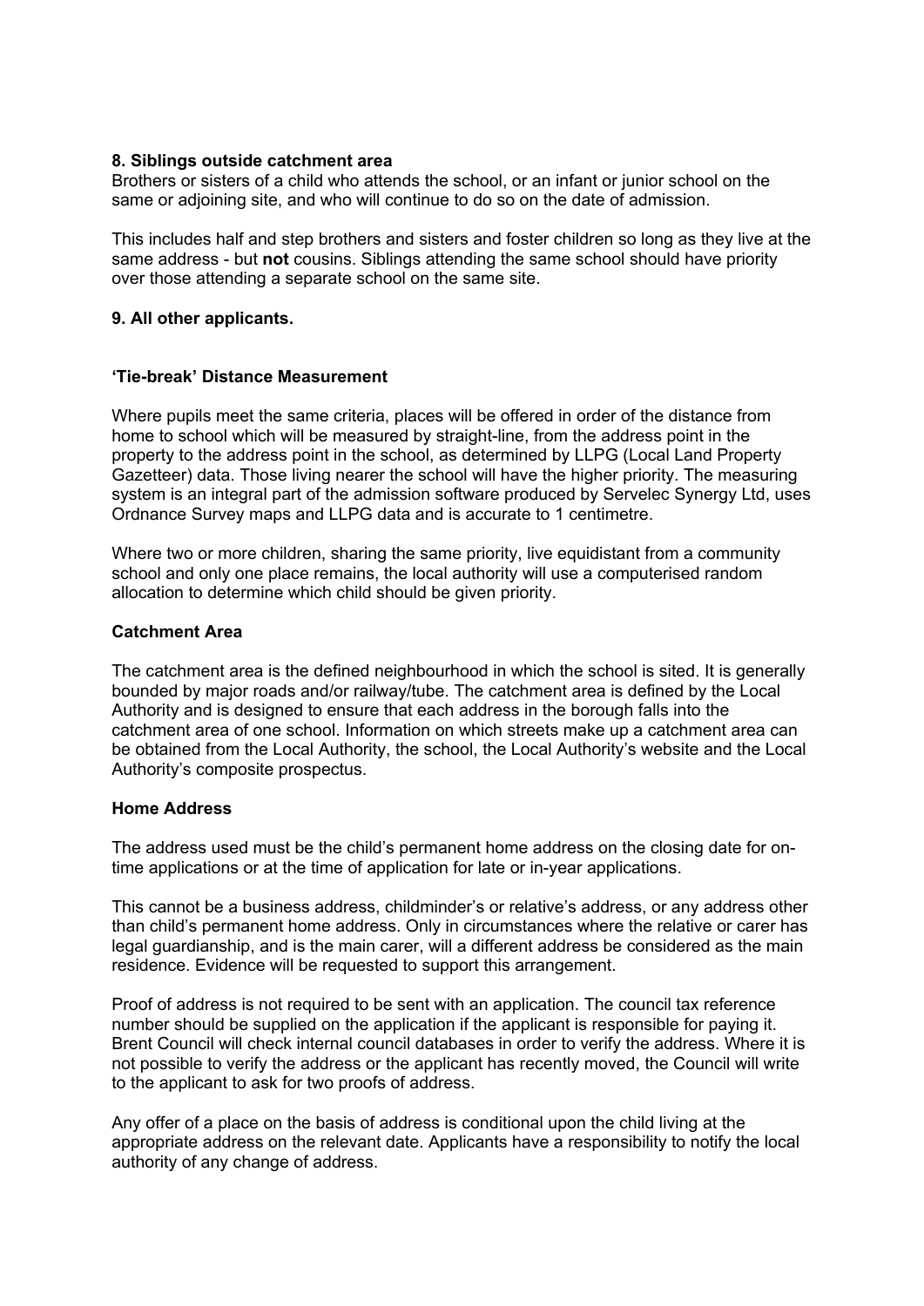**8. Siblings outside catchment area**
Brothers or sisters of a child who attends the school, or an infant or junior school on the same or adjoining site, and who will continue to do so on the date of admission.

This includes half and step brothers and sisters and foster children so long as they live at the same address - but **not** cousins. Siblings attending the same school should have priority over those attending a separate school on the same site.

**9. All other applicants.**

**'Tie-break' Distance Measurement**

Where pupils meet the same criteria, places will be offered in order of the distance from home to school which will be measured by straight-line, from the address point in the property to the address point in the school, as determined by LLPG (Local Land Property Gazetteer) data. Those living nearer the school will have the higher priority. The measuring system is an integral part of the admission software produced by Servelec Synergy Ltd, uses Ordnance Survey maps and LLPG data and is accurate to 1 centimetre.

Where two or more children, sharing the same priority, live equidistant from a community school and only one place remains, the local authority will use a computerised random allocation to determine which child should be given priority.

**Catchment Area**

The catchment area is the defined neighbourhood in which the school is sited. It is generally bounded by major roads and/or railway/tube. The catchment area is defined by the Local Authority and is designed to ensure that each address in the borough falls into the catchment area of one school. Information on which streets make up a catchment area can be obtained from the Local Authority, the school, the Local Authority's website and the Local Authority's composite prospectus.

**Home Address**

The address used must be the child's permanent home address on the closing date for on-time applications or at the time of application for late or in-year applications.

This cannot be a business address, childminder's or relative's address, or any address other than child's permanent home address. Only in circumstances where the relative or carer has legal guardianship, and is the main carer, will a different address be considered as the main residence. Evidence will be requested to support this arrangement.

Proof of address is not required to be sent with an application. The council tax reference number should be supplied on the application if the applicant is responsible for paying it. Brent Council will check internal council databases in order to verify the address. Where it is not possible to verify the address or the applicant has recently moved, the Council will write to the applicant to ask for two proofs of address.

Any offer of a place on the basis of address is conditional upon the child living at the appropriate address on the relevant date. Applicants have a responsibility to notify the local authority of any change of address.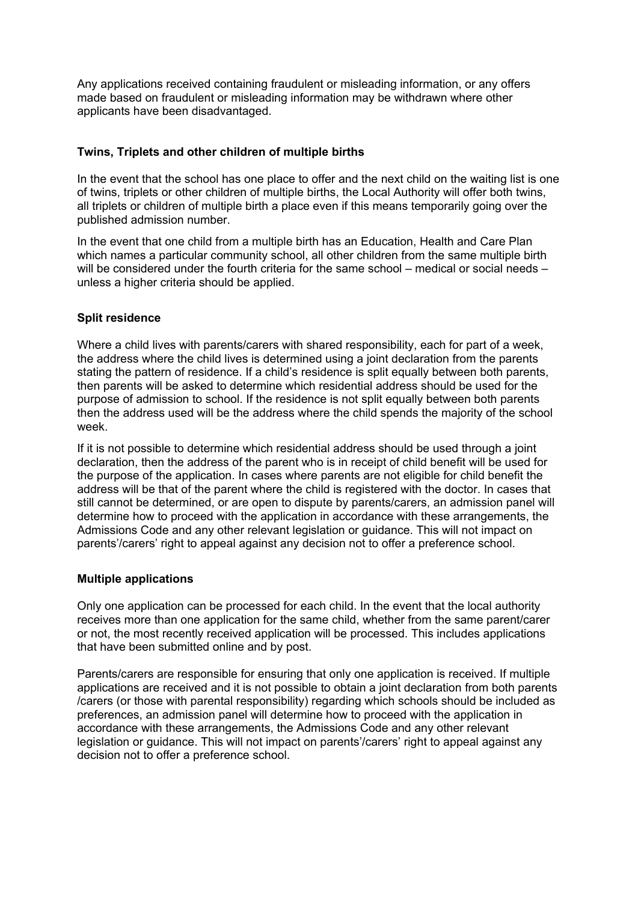Any applications received containing fraudulent or misleading information, or any offers made based on fraudulent or misleading information may be withdrawn where other applicants have been disadvantaged.

**Twins, Triplets and other children of multiple births**

In the event that the school has one place to offer and the next child on the waiting list is one of twins, triplets or other children of multiple births, the Local Authority will offer both twins, all triplets or children of multiple birth a place even if this means temporarily going over the published admission number.

In the event that one child from a multiple birth has an Education, Health and Care Plan which names a particular community school, all other children from the same multiple birth will be considered under the fourth criteria for the same school – medical or social needs – unless a higher criteria should be applied.

**Split residence**

Where a child lives with parents/carers with shared responsibility, each for part of a week, the address where the child lives is determined using a joint declaration from the parents stating the pattern of residence. If a child's residence is split equally between both parents, then parents will be asked to determine which residential address should be used for the purpose of admission to school. If the residence is not split equally between both parents then the address used will be the address where the child spends the majority of the school week.

If it is not possible to determine which residential address should be used through a joint declaration, then the address of the parent who is in receipt of child benefit will be used for the purpose of the application. In cases where parents are not eligible for child benefit the address will be that of the parent where the child is registered with the doctor. In cases that still cannot be determined, or are open to dispute by parents/carers, an admission panel will determine how to proceed with the application in accordance with these arrangements, the Admissions Code and any other relevant legislation or guidance. This will not impact on parents'/carers' right to appeal against any decision not to offer a preference school.

**Multiple applications**

Only one application can be processed for each child. In the event that the local authority receives more than one application for the same child, whether from the same parent/carer or not, the most recently received application will be processed. This includes applications that have been submitted online and by post.

Parents/carers are responsible for ensuring that only one application is received. If multiple applications are received and it is not possible to obtain a joint declaration from both parents /carers (or those with parental responsibility) regarding which schools should be included as preferences, an admission panel will determine how to proceed with the application in accordance with these arrangements, the Admissions Code and any other relevant legislation or guidance. This will not impact on parents'/carers' right to appeal against any decision not to offer a preference school.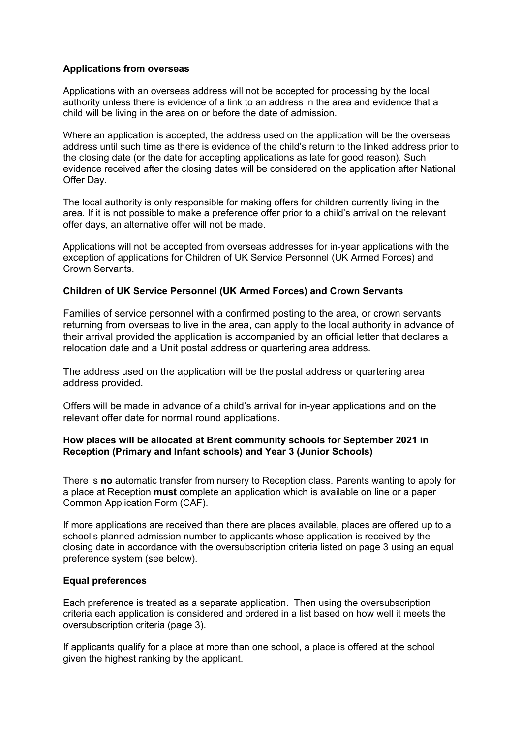**Applications from overseas**

Applications with an overseas address will not be accepted for processing by the local authority unless there is evidence of a link to an address in the area and evidence that a child will be living in the area on or before the date of admission.

Where an application is accepted, the address used on the application will be the overseas address until such time as there is evidence of the child's return to the linked address prior to the closing date (or the date for accepting applications as late for good reason). Such evidence received after the closing dates will be considered on the application after National Offer Day.

The local authority is only responsible for making offers for children currently living in the area. If it is not possible to make a preference offer prior to a child's arrival on the relevant offer days, an alternative offer will not be made.

Applications will not be accepted from overseas addresses for in-year applications with the exception of applications for Children of UK Service Personnel (UK Armed Forces) and Crown Servants.

**Children of UK Service Personnel (UK Armed Forces) and Crown Servants**

Families of service personnel with a confirmed posting to the area, or crown servants returning from overseas to live in the area, can apply to the local authority in advance of their arrival provided the application is accompanied by an official letter that declares a relocation date and a Unit postal address or quartering area address.

The address used on the application will be the postal address or quartering area address provided.

Offers will be made in advance of a child's arrival for in-year applications and on the relevant offer date for normal round applications.

**How places will be allocated at Brent community schools for September 2021 in Reception (Primary and Infant schools) and Year 3 (Junior Schools)**

There is **no** automatic transfer from nursery to Reception class. Parents wanting to apply for a place at Reception **must** complete an application which is available on line or a paper Common Application Form (CAF).

If more applications are received than there are places available, places are offered up to a school's planned admission number to applicants whose application is received by the closing date in accordance with the oversubscription criteria listed on page 3 using an equal preference system (see below).

**Equal preferences**

Each preference is treated as a separate application. Then using the oversubscription criteria each application is considered and ordered in a list based on how well it meets the oversubscription criteria (page 3).

If applicants qualify for a place at more than one school, a place is offered at the school given the highest ranking by the applicant.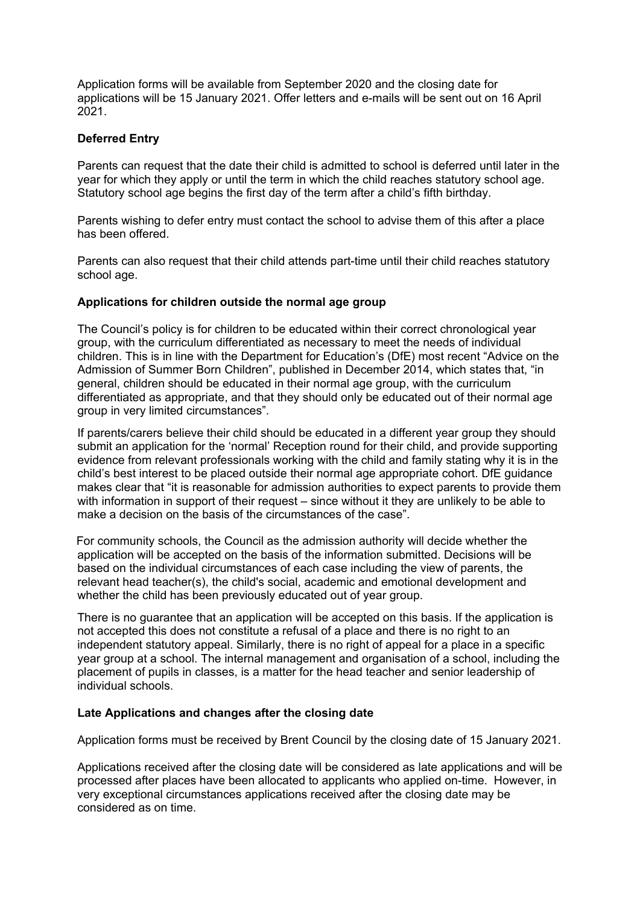Application forms will be available from September 2020 and the closing date for applications will be 15 January 2021. Offer letters and e-mails will be sent out on 16 April 2021.

**Deferred Entry**

Parents can request that the date their child is admitted to school is deferred until later in the year for which they apply or until the term in which the child reaches statutory school age. Statutory school age begins the first day of the term after a child's fifth birthday.

Parents wishing to defer entry must contact the school to advise them of this after a place has been offered.

Parents can also request that their child attends part-time until their child reaches statutory school age.

**Applications for children outside the normal age group**

The Council's policy is for children to be educated within their correct chronological year group, with the curriculum differentiated as necessary to meet the needs of individual children. This is in line with the Department for Education's (DfE) most recent "Advice on the Admission of Summer Born Children", published in December 2014, which states that, "in general, children should be educated in their normal age group, with the curriculum differentiated as appropriate, and that they should only be educated out of their normal age group in very limited circumstances".

If parents/carers believe their child should be educated in a different year group they should submit an application for the 'normal' Reception round for their child, and provide supporting evidence from relevant professionals working with the child and family stating why it is in the child's best interest to be placed outside their normal age appropriate cohort. DfE guidance makes clear that "it is reasonable for admission authorities to expect parents to provide them with information in support of their request – since without it they are unlikely to be able to make a decision on the basis of the circumstances of the case".

For community schools, the Council as the admission authority will decide whether the application will be accepted on the basis of the information submitted. Decisions will be based on the individual circumstances of each case including the view of parents, the relevant head teacher(s), the child's social, academic and emotional development and whether the child has been previously educated out of year group.

There is no guarantee that an application will be accepted on this basis. If the application is not accepted this does not constitute a refusal of a place and there is no right to an independent statutory appeal. Similarly, there is no right of appeal for a place in a specific year group at a school. The internal management and organisation of a school, including the placement of pupils in classes, is a matter for the head teacher and senior leadership of individual schools.

**Late Applications and changes after the closing date**

Application forms must be received by Brent Council by the closing date of 15 January 2021.

Applications received after the closing date will be considered as late applications and will be processed after places have been allocated to applicants who applied on-time. However, in very exceptional circumstances applications received after the closing date may be considered as on time.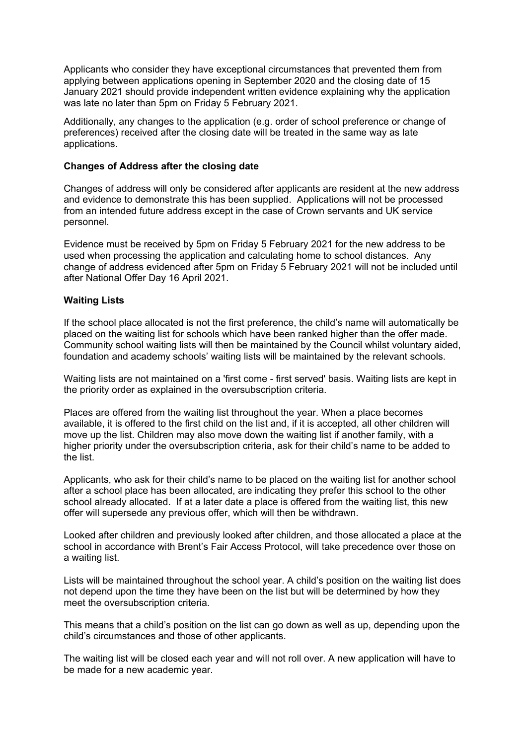Applicants who consider they have exceptional circumstances that prevented them from applying between applications opening in September 2020 and the closing date of 15 January 2021 should provide independent written evidence explaining why the application was late no later than 5pm on Friday 5 February 2021.

Additionally, any changes to the application (e.g. order of school preference or change of preferences) received after the closing date will be treated in the same way as late applications.

**Changes of Address after the closing date**

Changes of address will only be considered after applicants are resident at the new address and evidence to demonstrate this has been supplied. Applications will not be processed from an intended future address except in the case of Crown servants and UK service personnel.

Evidence must be received by 5pm on Friday 5 February 2021 for the new address to be used when processing the application and calculating home to school distances. Any change of address evidenced after 5pm on Friday 5 February 2021 will not be included until after National Offer Day 16 April 2021.

**Waiting Lists**

If the school place allocated is not the first preference, the child's name will automatically be placed on the waiting list for schools which have been ranked higher than the offer made. Community school waiting lists will then be maintained by the Council whilst voluntary aided, foundation and academy schools' waiting lists will be maintained by the relevant schools.

Waiting lists are not maintained on a 'first come - first served' basis. Waiting lists are kept in the priority order as explained in the oversubscription criteria.

Places are offered from the waiting list throughout the year. When a place becomes available, it is offered to the first child on the list and, if it is accepted, all other children will move up the list. Children may also move down the waiting list if another family, with a higher priority under the oversubscription criteria, ask for their child's name to be added to the list.

Applicants, who ask for their child's name to be placed on the waiting list for another school after a school place has been allocated, are indicating they prefer this school to the other school already allocated. If at a later date a place is offered from the waiting list, this new offer will supersede any previous offer, which will then be withdrawn.

Looked after children and previously looked after children, and those allocated a place at the school in accordance with Brent's Fair Access Protocol, will take precedence over those on a waiting list.

Lists will be maintained throughout the school year. A child's position on the waiting list does not depend upon the time they have been on the list but will be determined by how they meet the oversubscription criteria.

This means that a child's position on the list can go down as well as up, depending upon the child's circumstances and those of other applicants.

The waiting list will be closed each year and will not roll over. A new application will have to be made for a new academic year.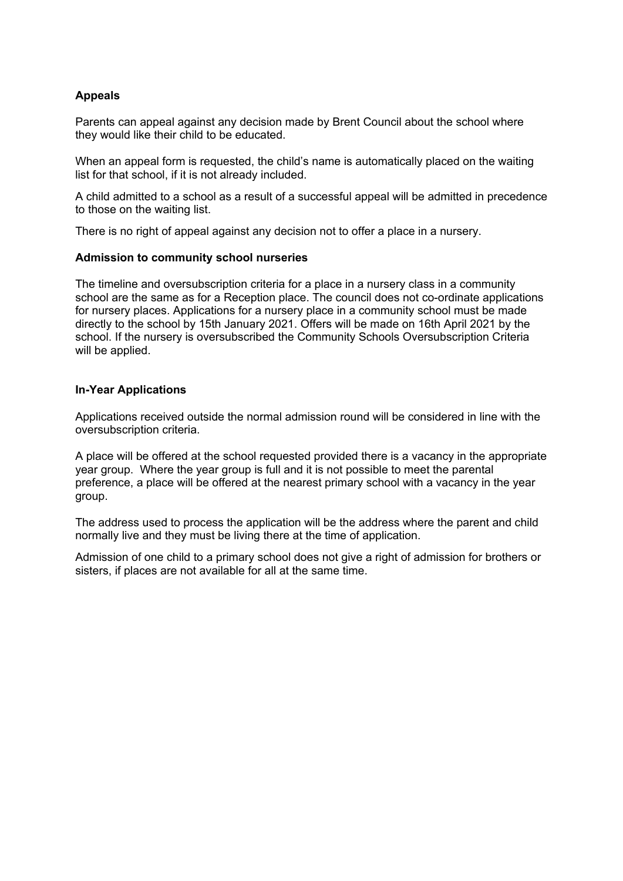**Appeals**

Parents can appeal against any decision made by Brent Council about the school where they would like their child to be educated.

When an appeal form is requested, the child's name is automatically placed on the waiting list for that school, if it is not already included.

A child admitted to a school as a result of a successful appeal will be admitted in precedence to those on the waiting list.

There is no right of appeal against any decision not to offer a place in a nursery.

**Admission to community school nurseries**

The timeline and oversubscription criteria for a place in a nursery class in a community school are the same as for a Reception place. The council does not co-ordinate applications for nursery places. Applications for a nursery place in a community school must be made directly to the school by 15th January 2021. Offers will be made on 16th April 2021 by the school. If the nursery is oversubscribed the Community Schools Oversubscription Criteria will be applied.

**In-Year Applications**

Applications received outside the normal admission round will be considered in line with the oversubscription criteria.

A place will be offered at the school requested provided there is a vacancy in the appropriate year group. Where the year group is full and it is not possible to meet the parental preference, a place will be offered at the nearest primary school with a vacancy in the year group.

The address used to process the application will be the address where the parent and child normally live and they must be living there at the time of application.

Admission of one child to a primary school does not give a right of admission for brothers or sisters, if places are not available for all at the same time.